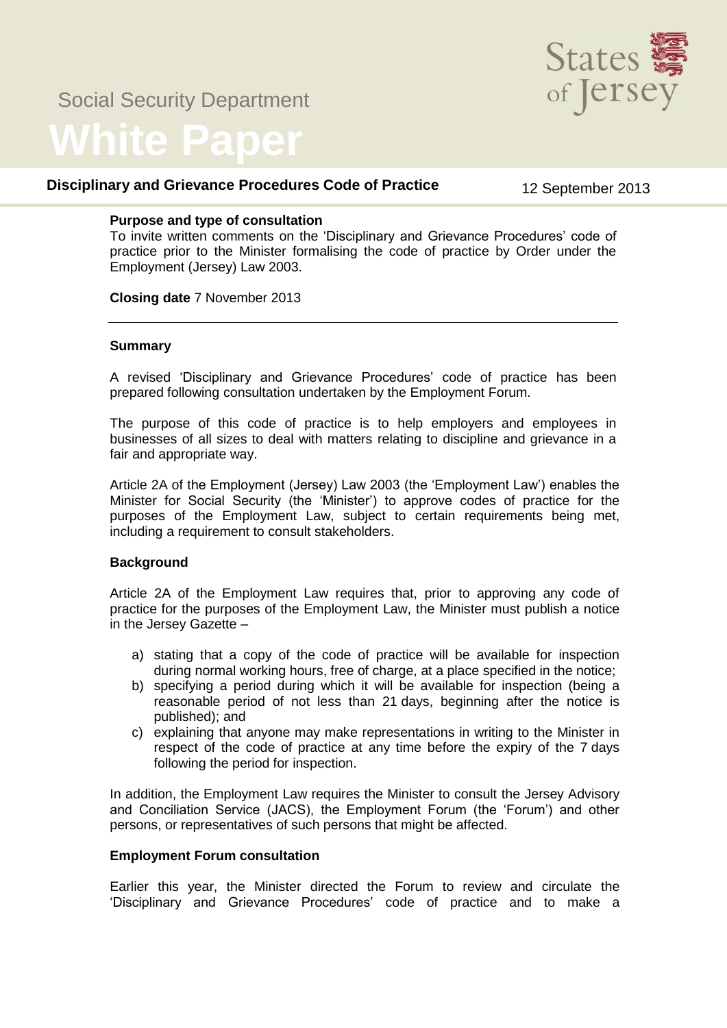Social Security Department

# White Paper

States of Jersey

## Disciplinary and Grievance Procedures Code of Practice

12 September 2013

**Purpose and type of consultation**
To invite written comments on the 'Disciplinary and Grievance Procedures' code of practice prior to the Minister formalising the code of practice by Order under the Employment (Jersey) Law 2003.

**Closing date** 7 November 2013

---

### Summary

A revised 'Disciplinary and Grievance Procedures' code of practice has been prepared following consultation undertaken by the Employment Forum.

The purpose of this code of practice is to help employers and employees in businesses of all sizes to deal with matters relating to discipline and grievance in a fair and appropriate way.

Article 2A of the Employment (Jersey) Law 2003 (the 'Employment Law') enables the Minister for Social Security (the 'Minister') to approve codes of practice for the purposes of the Employment Law, subject to certain requirements being met, including a requirement to consult stakeholders.

### Background

Article 2A of the Employment Law requires that, prior to approving any code of practice for the purposes of the Employment Law, the Minister must publish a notice in the Jersey Gazette –

a) stating that a copy of the code of practice will be available for inspection during normal working hours, free of charge, at a place specified in the notice;
b) specifying a period during which it will be available for inspection (being a reasonable period of not less than 21 days, beginning after the notice is published); and
c) explaining that anyone may make representations in writing to the Minister in respect of the code of practice at any time before the expiry of the 7 days following the period for inspection.

In addition, the Employment Law requires the Minister to consult the Jersey Advisory and Conciliation Service (JACS), the Employment Forum (the 'Forum') and other persons, or representatives of such persons that might be affected.

### Employment Forum consultation

Earlier this year, the Minister directed the Forum to review and circulate the 'Disciplinary and Grievance Procedures' code of practice and to make a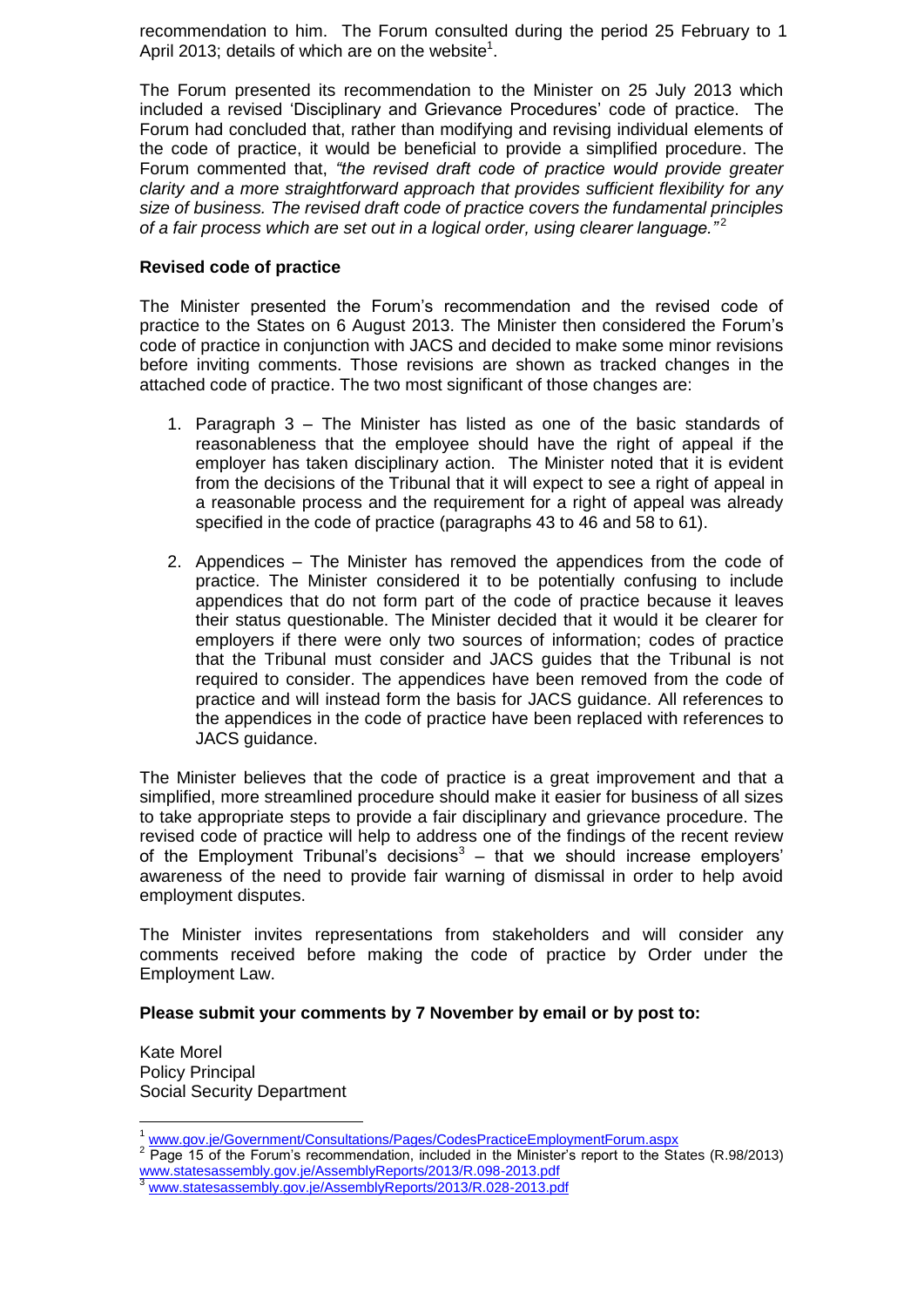recommendation to him. The Forum consulted during the period 25 February to 1 April 2013; details of which are on the website[1].

The Forum presented its recommendation to the Minister on 25 July 2013 which included a revised 'Disciplinary and Grievance Procedures' code of practice. The Forum had concluded that, rather than modifying and revising individual elements of the code of practice, it would be beneficial to provide a simplified procedure. The Forum commented that, *"the revised draft code of practice would provide greater clarity and a more straightforward approach that provides sufficient flexibility for any size of business. The revised draft code of practice covers the fundamental principles of a fair process which are set out in a logical order, using clearer language."*[2]

**Revised code of practice**

The Minister presented the Forum's recommendation and the revised code of practice to the States on 6 August 2013. The Minister then considered the Forum's code of practice in conjunction with JACS and decided to make some minor revisions before inviting comments. Those revisions are shown as tracked changes in the attached code of practice. The two most significant of those changes are:

1. Paragraph 3 – The Minister has listed as one of the basic standards of reasonableness that the employee should have the right of appeal if the employer has taken disciplinary action. The Minister noted that it is evident from the decisions of the Tribunal that it will expect to see a right of appeal in a reasonable process and the requirement for a right of appeal was already specified in the code of practice (paragraphs 43 to 46 and 58 to 61).

2. Appendices – The Minister has removed the appendices from the code of practice. The Minister considered it to be potentially confusing to include appendices that do not form part of the code of practice because it leaves their status questionable. The Minister decided that it would it be clearer for employers if there were only two sources of information; codes of practice that the Tribunal must consider and JACS guides that the Tribunal is not required to consider. The appendices have been removed from the code of practice and will instead form the basis for JACS guidance. All references to the appendices in the code of practice have been replaced with references to JACS guidance.

The Minister believes that the code of practice is a great improvement and that a simplified, more streamlined procedure should make it easier for business of all sizes to take appropriate steps to provide a fair disciplinary and grievance procedure. The revised code of practice will help to address one of the findings of the recent review of the Employment Tribunal's decisions[3] – that we should increase employers' awareness of the need to provide fair warning of dismissal in order to help avoid employment disputes.

The Minister invites representations from stakeholders and will consider any comments received before making the code of practice by Order under the Employment Law.

**Please submit your comments by 7 November by email or by post to:**

Kate Morel
Policy Principal
Social Security Department

---

[1] www.gov.je/Government/Consultations/Pages/CodesPracticeEmploymentForum.aspx

[2] Page 15 of the Forum's recommendation, included in the Minister's report to the States (R.98/2013) www.statesassembly.gov.je/AssemblyReports/2013/R.098-2013.pdf

[3] www.statesassembly.gov.je/AssemblyReports/2013/R.028-2013.pdf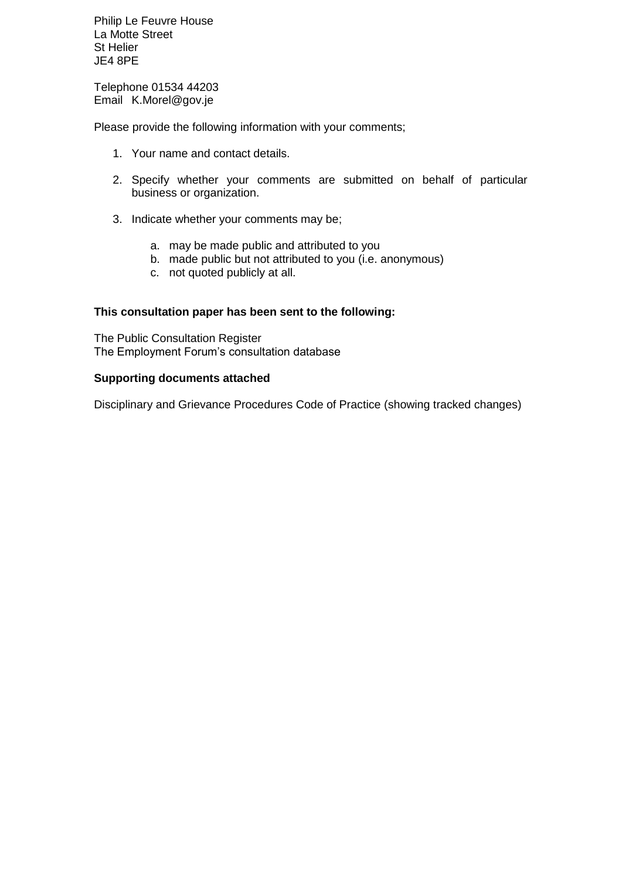Philip Le Feuvre House
La Motte Street
St Helier
JE4 8PE

Telephone 01534 44203
Email K.Morel@gov.je

Please provide the following information with your comments;

1. Your name and contact details.

2. Specify whether your comments are submitted on behalf of particular business or organization.

3. Indicate whether your comments may be;

   a. may be made public and attributed to you
   b. made public but not attributed to you (i.e. anonymous)
   c. not quoted publicly at all.

**This consultation paper has been sent to the following:**

The Public Consultation Register
The Employment Forum's consultation database

**Supporting documents attached**

Disciplinary and Grievance Procedures Code of Practice (showing tracked changes)